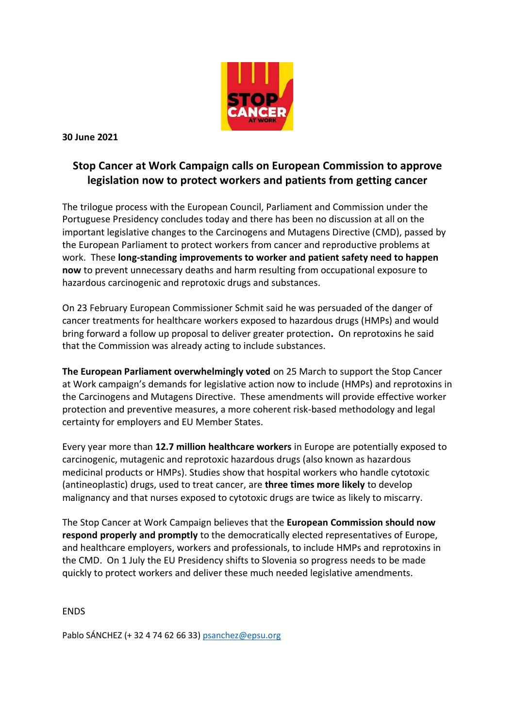**30 June 2021**

# Stop Cancer at Work Campaign calls on European Commission to approve legislation now to protect workers and patients from getting cancer

The trilogue process with the European Council, Parliament and Commission under the Portuguese Presidency concludes today and there has been no discussion at all on the important legislative changes to the Carcinogens and Mutagens Directive (CMD), passed by the European Parliament to protect workers from cancer and reproductive problems at work. These **long-standing improvements to worker and patient safety need to happen now** to prevent unnecessary deaths and harm resulting from occupational exposure to hazardous carcinogenic and reprotoxic drugs and substances.

On 23 February European Commissioner Schmit said he was persuaded of the danger of cancer treatments for healthcare workers exposed to hazardous drugs (HMPs) and would bring forward a follow up proposal to deliver greater protection**.** On reprotoxins he said that the Commission was already acting to include substances.

**The European Parliament overwhelmingly voted** on 25 March to support the Stop Cancer at Work campaign's demands for legislative action now to include (HMPs) and reprotoxins in the Carcinogens and Mutagens Directive. These amendments will provide effective worker protection and preventive measures, a more coherent risk-based methodology and legal certainty for employers and EU Member States.

Every year more than **12.7 million healthcare workers** in Europe are potentially exposed to carcinogenic, mutagenic and reprotoxic hazardous drugs (also known as hazardous medicinal products or HMPs). Studies show that hospital workers who handle cytotoxic (antineoplastic) drugs, used to treat cancer, are **three times more likely** to develop malignancy and that nurses exposed to cytotoxic drugs are twice as likely to miscarry.

The Stop Cancer at Work Campaign believes that the **European Commission should now respond properly and promptly** to the democratically elected representatives of Europe, and healthcare employers, workers and professionals, to include HMPs and reprotoxins in the CMD. On 1 July the EU Presidency shifts to Slovenia so progress needs to be made quickly to protect workers and deliver these much needed legislative amendments.

ENDS

Pablo SÁNCHEZ (+ 32 4 74 62 66 33) psanchez@epsu.org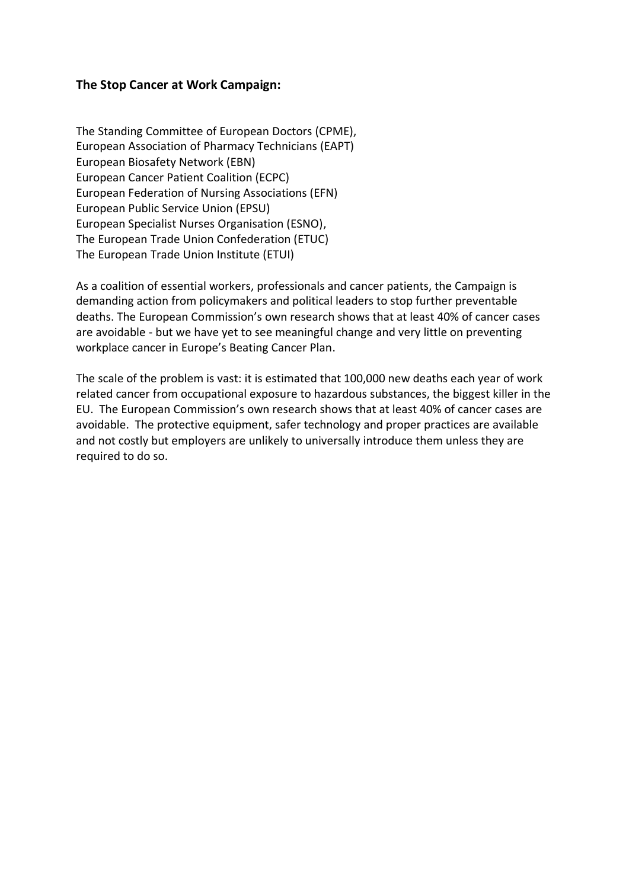**The Stop Cancer at Work Campaign:**

The Standing Committee of European Doctors (CPME),
European Association of Pharmacy Technicians (EAPT)
European Biosafety Network (EBN)
European Cancer Patient Coalition (ECPC)
European Federation of Nursing Associations (EFN)
European Public Service Union (EPSU)
European Specialist Nurses Organisation (ESNO),
The European Trade Union Confederation (ETUC)
The European Trade Union Institute (ETUI)

As a coalition of essential workers, professionals and cancer patients, the Campaign is demanding action from policymakers and political leaders to stop further preventable deaths. The European Commission's own research shows that at least 40% of cancer cases are avoidable - but we have yet to see meaningful change and very little on preventing workplace cancer in Europe's Beating Cancer Plan.

The scale of the problem is vast: it is estimated that 100,000 new deaths each year of work related cancer from occupational exposure to hazardous substances, the biggest killer in the EU. The European Commission's own research shows that at least 40% of cancer cases are avoidable. The protective equipment, safer technology and proper practices are available and not costly but employers are unlikely to universally introduce them unless they are required to do so.